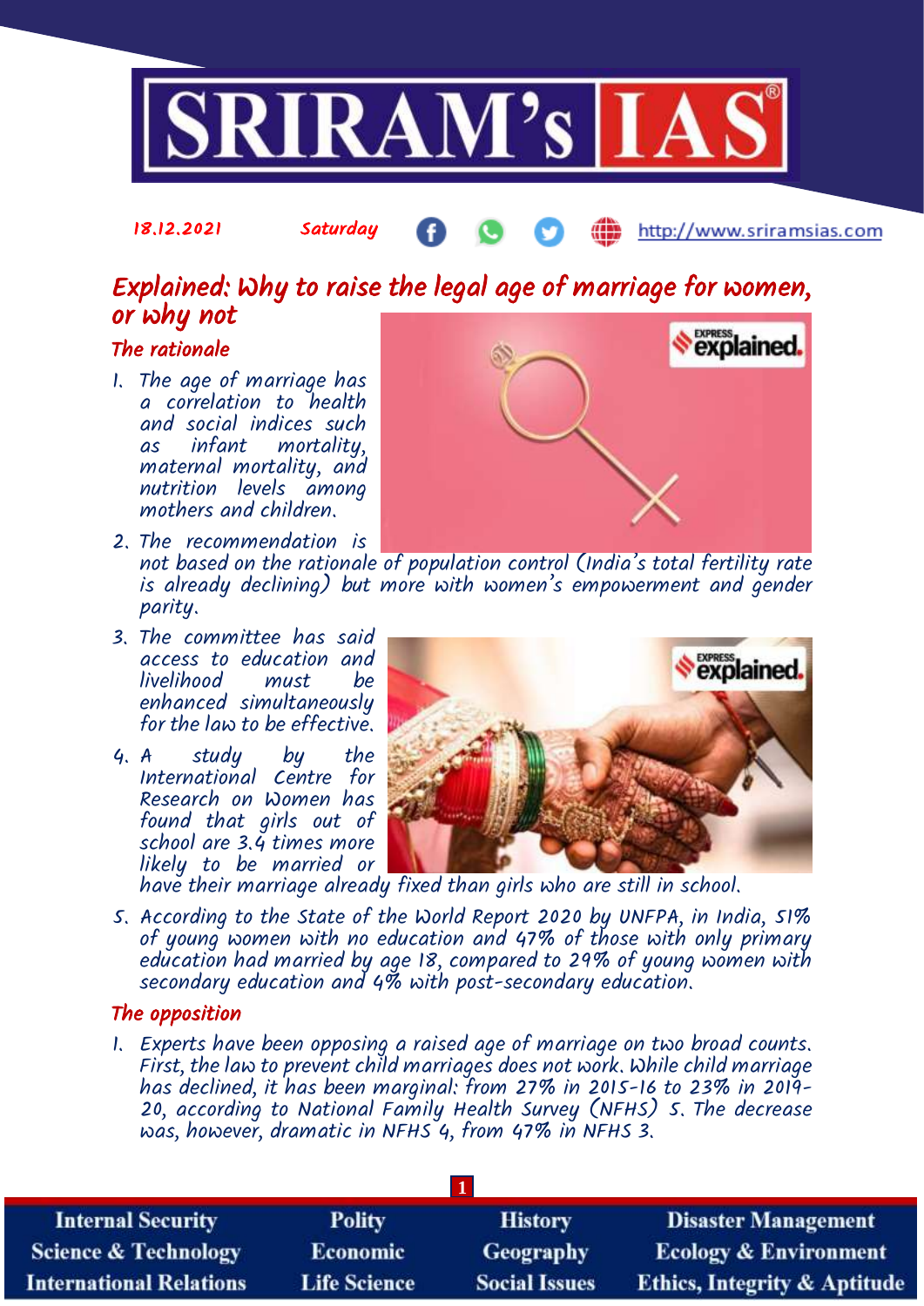18.12.2021 Saturday http://www.sriramsias.com

# Explained: Why to raise the legal age of marriage for women, or why not

## The rationale

1. The age of marriage has a correlation to health and social indices such as infant mortality, maternal mortality, and nutrition levels among mothers and children.
2. The recommendation is not based on the rationale of population control (India's total fertility rate is already declining) but more with women's empowerment and gender parity.
3. The committee has said access to education and livelihood must be enhanced simultaneously for the law to be effective.
4. A study by the International Centre for Research on Women has found that girls out of school are 3.4 times more likely to be married or have their marriage already fixed than girls who are still in school.
5. According to the State of the World Report 2020 by UNFPA, in India, 51% of young women with no education and 47% of those with only primary education had married by age 18, compared to 29% of young women with secondary education and 4% with post-secondary education.

## The opposition

1. Experts have been opposing a raised age of marriage on two broad counts. First, the law to prevent child marriages does not work. While child marriage has declined, it has been marginal: from 27% in 2015-16 to 23% in 2019-20, according to National Family Health Survey (NFHS) 5. The decrease was, however, dramatic in NFHS 4, from 47% in NFHS 3.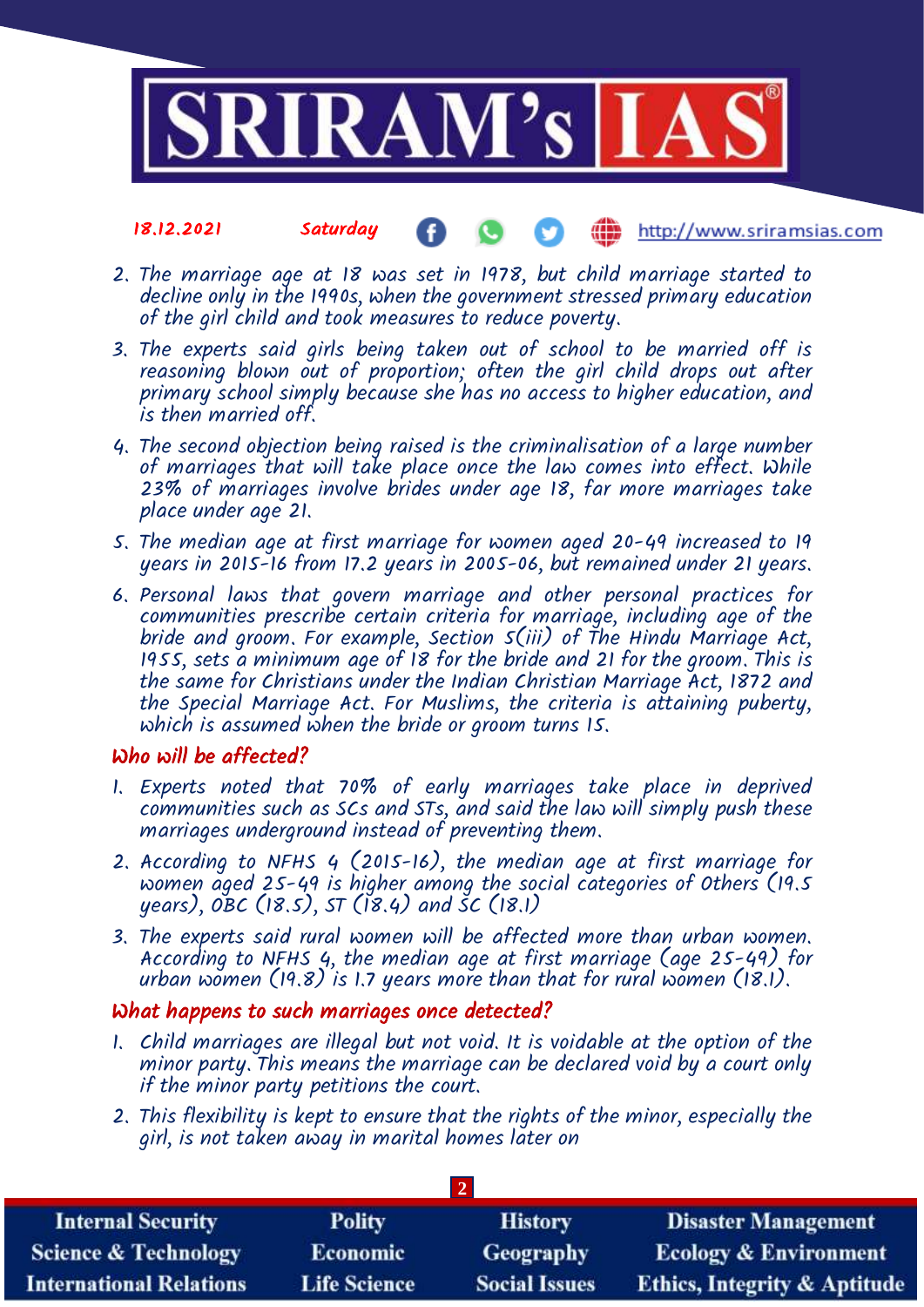2. The marriage age at 18 was set in 1978, but child marriage started to decline only in the 1990s, when the government stressed primary education of the girl child and took measures to reduce poverty.
3. The experts said girls being taken out of school to be married off is reasoning blown out of proportion; often the girl child drops out after primary school simply because she has no access to higher education, and is then married off.
4. The second objection being raised is the criminalisation of a large number of marriages that will take place once the law comes into effect. While 23% of marriages involve brides under age 18, far more marriages take place under age 21.
5. The median age at first marriage for women aged 20-49 increased to 19 years in 2015-16 from 17.2 years in 2005-06, but remained under 21 years.
6. Personal laws that govern marriage and other personal practices for communities prescribe certain criteria for marriage, including age of the bride and groom. For example, Section 5(iii) of The Hindu Marriage Act, 1955, sets a minimum age of 18 for the bride and 21 for the groom. This is the same for Christians under the Indian Christian Marriage Act, 1872 and the Special Marriage Act. For Muslims, the criteria is attaining puberty, which is assumed when the bride or groom turns 15.

## Who will be affected?

1. Experts noted that 70% of early marriages take place in deprived communities such as SCs and STs, and said the law will simply push these marriages underground instead of preventing them.
2. According to NFHS 4 (2015-16), the median age at first marriage for women aged 25-49 is higher among the social categories of Others (19.5 years), OBC (18.5), ST (18.4) and SC (18.1)
3. The experts said rural women will be affected more than urban women. According to NFHS 4, the median age at first marriage (age 25-49) for urban women (19.8) is 1.7 years more than that for rural women (18.1).

## What happens to such marriages once detected?

1. Child marriages are illegal but not void. It is voidable at the option of the minor party. This means the marriage can be declared void by a court only if the minor party petitions the court.
2. This flexibility is kept to ensure that the rights of the minor, especially the girl, is not taken away in marital homes later on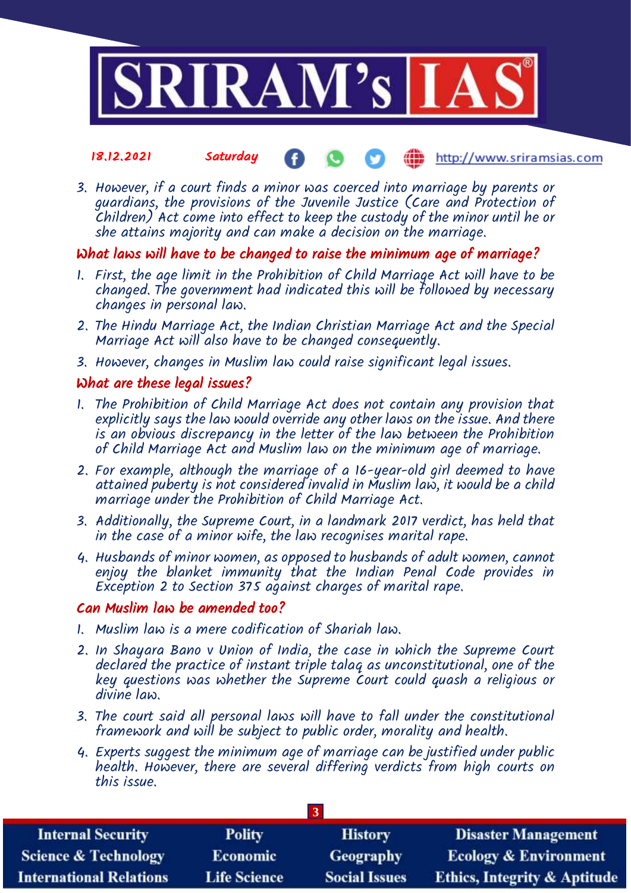3. However, if a court finds a minor was coerced into marriage by parents or guardians, the provisions of the Juvenile Justice (Care and Protection of Children) Act come into effect to keep the custody of the minor until he or she attains majority and can make a decision on the marriage.

### What laws will have to be changed to raise the minimum age of marriage?

1. First, the age limit in the Prohibition of Child Marriage Act will have to be changed. The government had indicated this will be followed by necessary changes in personal law.
2. The Hindu Marriage Act, the Indian Christian Marriage Act and the Special Marriage Act will also have to be changed consequently.
3. However, changes in Muslim law could raise significant legal issues.

### What are these legal issues?

1. The Prohibition of Child Marriage Act does not contain any provision that explicitly says the law would override any other laws on the issue. And there is an obvious discrepancy in the letter of the law between the Prohibition of Child Marriage Act and Muslim law on the minimum age of marriage.
2. For example, although the marriage of a 16-year-old girl deemed to have attained puberty is not considered invalid in Muslim law, it would be a child marriage under the Prohibition of Child Marriage Act.
3. Additionally, the Supreme Court, in a landmark 2017 verdict, has held that in the case of a minor wife, the law recognises marital rape.
4. Husbands of minor women, as opposed to husbands of adult women, cannot enjoy the blanket immunity that the Indian Penal Code provides in Exception 2 to Section 375 against charges of marital rape.

### Can Muslim law be amended too?

1. Muslim law is a mere codification of Shariah law.
2. In Shayara Bano v Union of India, the case in which the Supreme Court declared the practice of instant triple talaq as unconstitutional, one of the key questions was whether the Supreme Court could quash a religious or divine law.
3. The court said all personal laws will have to fall under the constitutional framework and will be subject to public order, morality and health.
4. Experts suggest the minimum age of marriage can be justified under public health. However, there are several differing verdicts from high courts on this issue.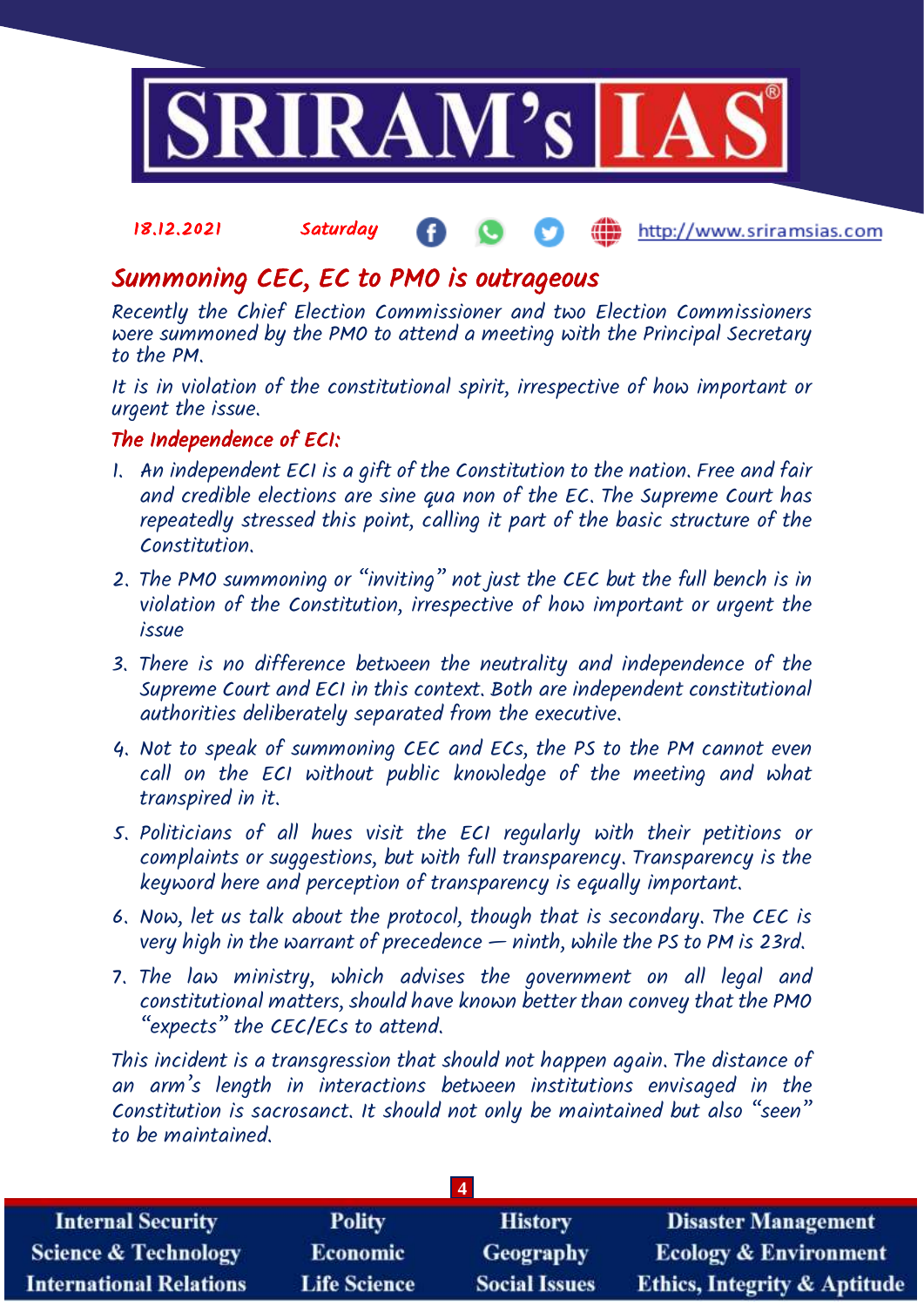# Summoning CEC, EC to PMO is outrageous

Recently the Chief Election Commissioner and two Election Commissioners were summoned by the PMO to attend a meeting with the Principal Secretary to the PM.

It is in violation of the constitutional spirit, irrespective of how important or urgent the issue.

## The Independence of ECI:

1. An independent ECI is a gift of the Constitution to the nation. Free and fair and credible elections are sine qua non of the EC. The Supreme Court has repeatedly stressed this point, calling it part of the basic structure of the Constitution.
2. The PMO summoning or "inviting" not just the CEC but the full bench is in violation of the Constitution, irrespective of how important or urgent the issue
3. There is no difference between the neutrality and independence of the Supreme Court and ECI in this context. Both are independent constitutional authorities deliberately separated from the executive.
4. Not to speak of summoning CEC and ECs, the PS to the PM cannot even call on the ECI without public knowledge of the meeting and what transpired in it.
5. Politicians of all hues visit the ECI regularly with their petitions or complaints or suggestions, but with full transparency. Transparency is the keyword here and perception of transparency is equally important.
6. Now, let us talk about the protocol, though that is secondary. The CEC is very high in the warrant of precedence — ninth, while the PS to PM is 23rd.
7. The law ministry, which advises the government on all legal and constitutional matters, should have known better than convey that the PMO "expects" the CEC/ECs to attend.

This incident is a transgression that should not happen again. The distance of an arm's length in interactions between institutions envisaged in the Constitution is sacrosanct. It should not only be maintained but also "seen" to be maintained.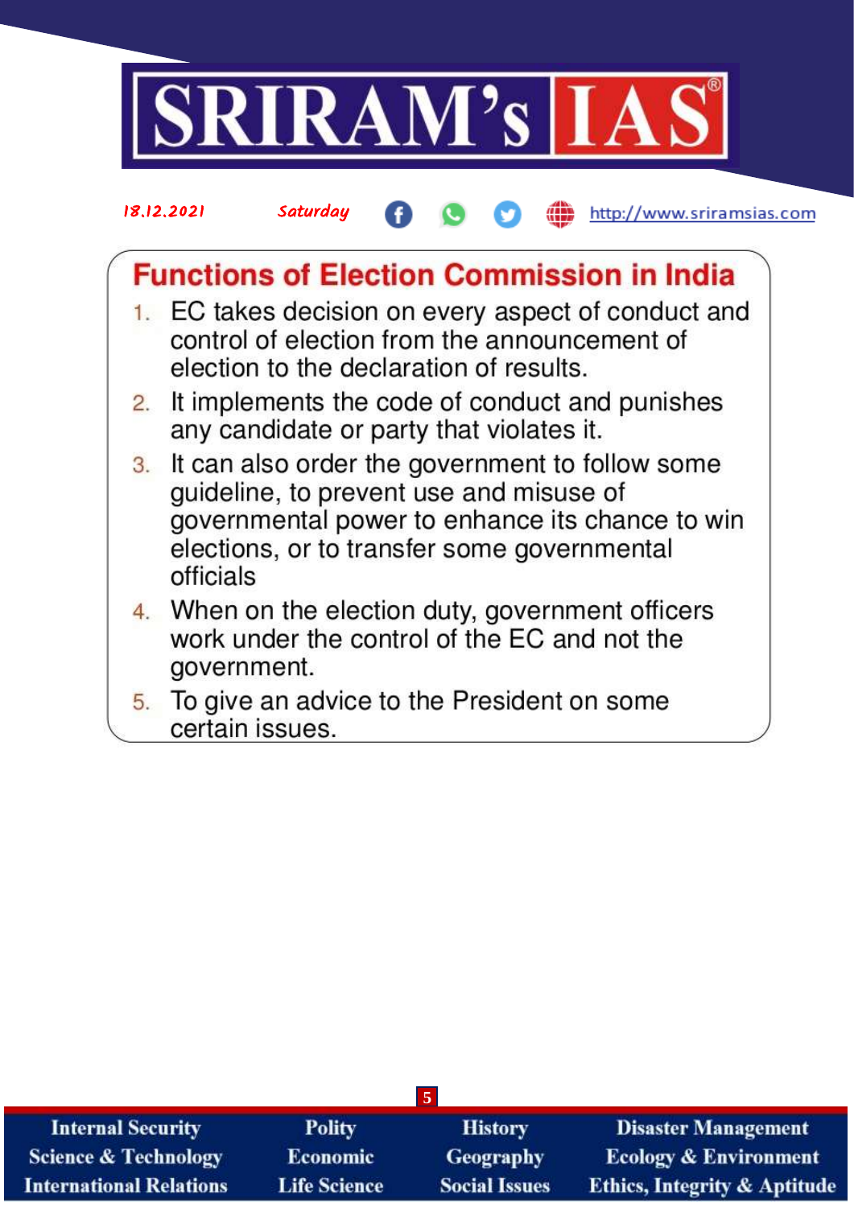## Functions of Election Commission in India

1. EC takes decision on every aspect of conduct and control of election from the announcement of election to the declaration of results.
2. It implements the code of conduct and punishes any candidate or party that violates it.
3. It can also order the government to follow some guideline, to prevent use and misuse of governmental power to enhance its chance to win elections, or to transfer some governmental officials
4. When on the election duty, government officers work under the control of the EC and not the government.
5. To give an advice to the President on some certain issues.